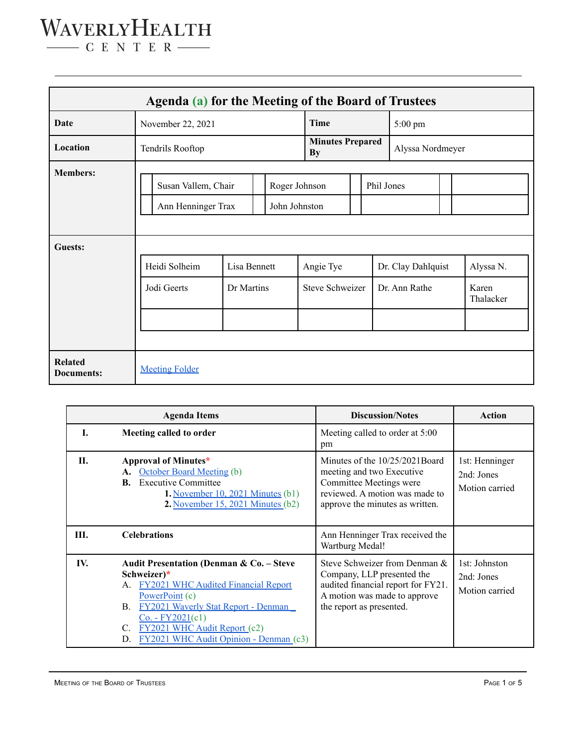# Waverly Health Center

## Agenda (a) for the Meeting of the Board of Trustees

| | | | |
|---|---|---|---|
| **Date** | November 22, 2021 | **Time** | 5:00 pm |
| **Location** | Tendrils Rooftop | **Minutes Prepared By** | Alyssa Nordmeyer |

**Members:**

| | | |
|---|---|---|
| Susan Vallem, Chair | Roger Johnson | Phil Jones |
| Ann Henninger Trax | John Johnston | |

**Guests:**

| | | | | |
|---|---|---|---|---|
| Heidi Solheim | Lisa Bennett | Angie Tye | Dr. Clay Dahlquist | Alyssa N. |
| Jodi Geerts | Dr Martins | Steve Schweizer | Dr. Ann Rathe | Karen Thalacker |

**Related Documents:** Meeting Folder

| | Agenda Items | Discussion/Notes | Action |
|---|---|---|---|
| **I.** | **Meeting called to order** | Meeting called to order at 5:00 pm | |
| **II.** | **Approval of Minutes***<br>**A.** October Board Meeting (b)<br>**B.** Executive Committee<br>**1.** November 10, 2021 Minutes (b1)<br>**2.** November 15, 2021 Minutes (b2) | Minutes of the 10/25/2021Board meeting and two Executive Committee Meetings were reviewed. A motion was made to approve the minutes as written. | 1st: Henninger<br>2nd: Jones<br>Motion carried |
| **III.** | **Celebrations** | Ann Henninger Trax received the Wartburg Medal! | |
| **IV.** | **Audit Presentation (Denman & Co. – Steve Schweizer)***<br>A. FY2021 WHC Audited Financial Report PowerPoint (c)<br>B. FY2021 Waverly Stat Report - Denman _ Co. - FY2021(c1)<br>C. FY2021 WHC Audit Report (c2)<br>D. FY2021 WHC Audit Opinion - Denman (c3) | Steve Schweizer from Denman & Company, LLP presented the audited financial report for FY21. A motion was made to approve the report as presented. | 1st: Johnston<br>2nd: Jones<br>Motion carried |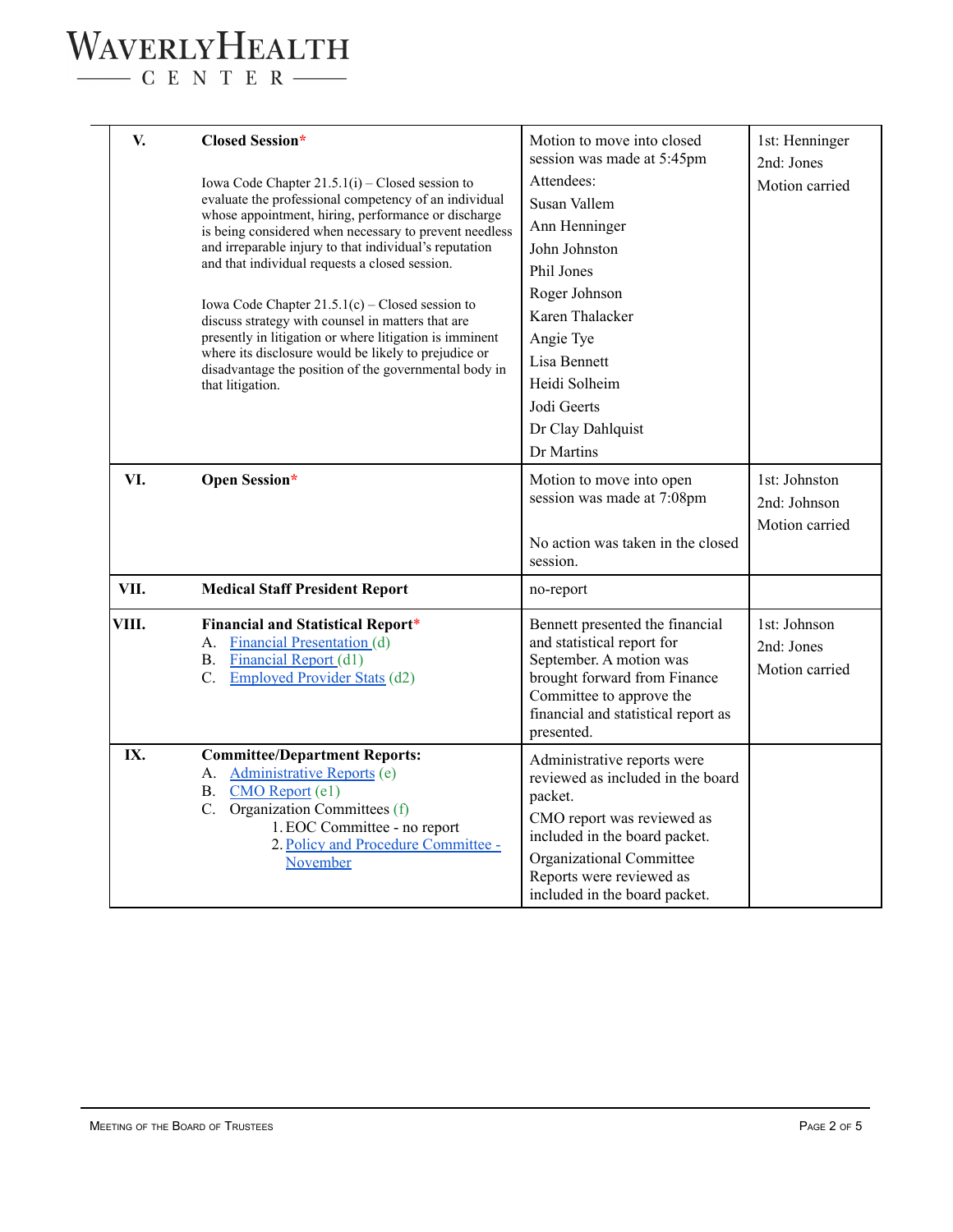| | | | |
|---|---|---|---|
| V. | **Closed Session***<br><br>Iowa Code Chapter 21.5.1(i) – Closed session to evaluate the professional competency of an individual whose appointment, hiring, performance or discharge is being considered when necessary to prevent needless and irreparable injury to that individual's reputation and that individual requests a closed session.<br><br>Iowa Code Chapter 21.5.1(c) – Closed session to discuss strategy with counsel in matters that are presently in litigation or where litigation is imminent where its disclosure would be likely to prejudice or disadvantage the position of the governmental body in that litigation. | Motion to move into closed session was made at 5:45pm<br>Attendees:<br>Susan Vallem<br>Ann Henninger<br>John Johnston<br>Phil Jones<br>Roger Johnson<br>Karen Thalacker<br>Angie Tye<br>Lisa Bennett<br>Heidi Solheim<br>Jodi Geerts<br>Dr Clay Dahlquist<br>Dr Martins | 1st: Henninger<br>2nd: Jones<br>Motion carried |
| VI. | **Open Session*** | Motion to move into open session was made at 7:08pm<br><br>No action was taken in the closed session. | 1st: Johnston<br>2nd: Johnson<br>Motion carried |
| VII. | **Medical Staff President Report** | no-report | |
| VIII. | **Financial and Statistical Report***<br>A. Financial Presentation (d)<br>B. Financial Report (d1)<br>C. Employed Provider Stats (d2) | Bennett presented the financial and statistical report for September. A motion was brought forward from Finance Committee to approve the financial and statistical report as presented. | 1st: Johnson<br>2nd: Jones<br>Motion carried |
| IX. | **Committee/Department Reports:**<br>A. Administrative Reports (e)<br>B. CMO Report (e1)<br>C. Organization Committees (f)<br>1. EOC Committee - no report<br>2. Policy and Procedure Committee - November | Administrative reports were reviewed as included in the board packet.<br>CMO report was reviewed as included in the board packet.<br>Organizational Committee Reports were reviewed as included in the board packet. | |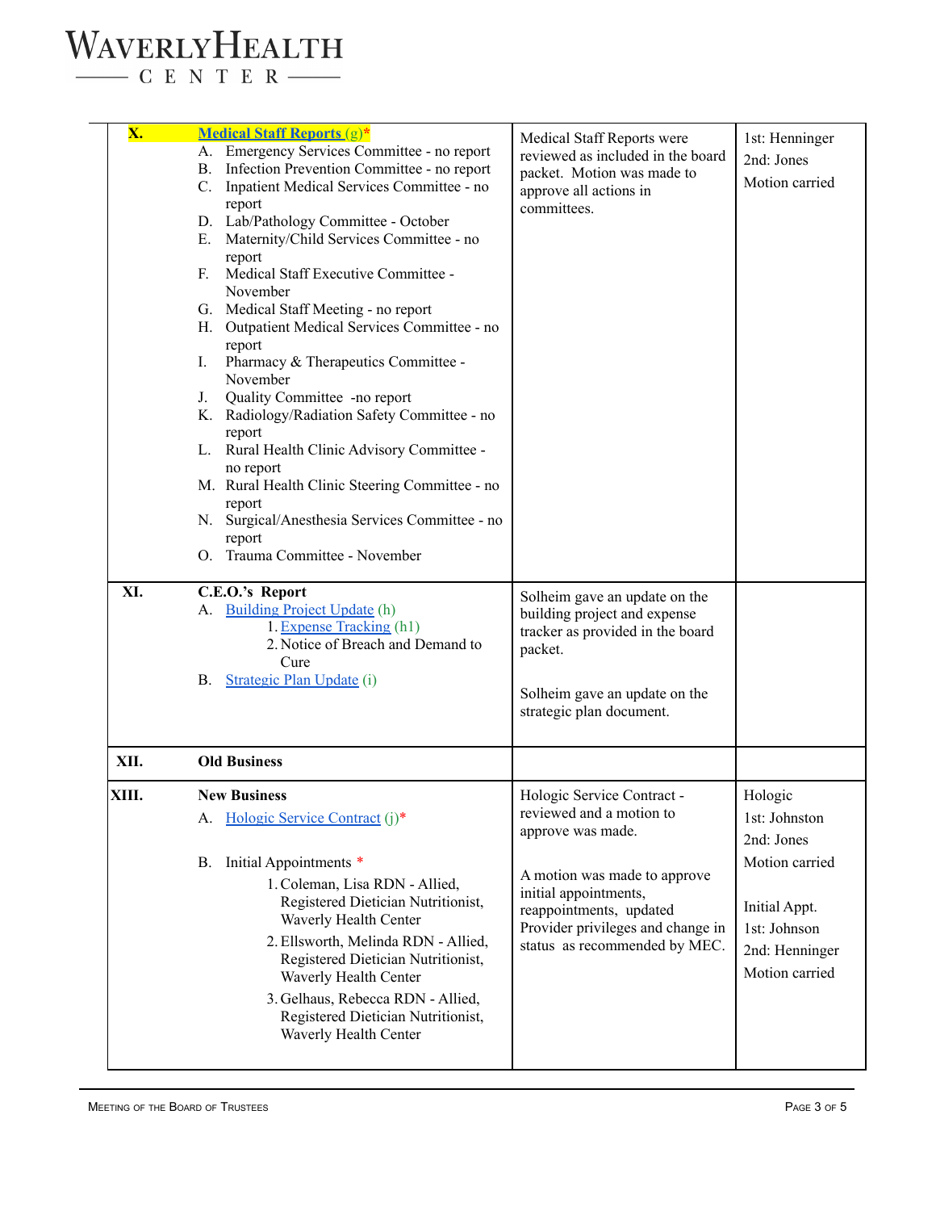| | | | |
|---|---|---|---|
| **X.** | **Medical Staff Reports** (g)*<br>A. Emergency Services Committee - no report<br>B. Infection Prevention Committee - no report<br>C. Inpatient Medical Services Committee - no report<br>D. Lab/Pathology Committee - October<br>E. Maternity/Child Services Committee - no report<br>F. Medical Staff Executive Committee - November<br>G. Medical Staff Meeting - no report<br>H. Outpatient Medical Services Committee - no report<br>I. Pharmacy & Therapeutics Committee - November<br>J. Quality Committee -no report<br>K. Radiology/Radiation Safety Committee - no report<br>L. Rural Health Clinic Advisory Committee - no report<br>M. Rural Health Clinic Steering Committee - no report<br>N. Surgical/Anesthesia Services Committee - no report<br>O. Trauma Committee - November | Medical Staff Reports were reviewed as included in the board packet. Motion was made to approve all actions in committees. | 1st: Henninger<br>2nd: Jones<br>Motion carried |
| **XI.** | **C.E.O.'s Report**<br>A. Building Project Update (h)<br>1. Expense Tracking (h1)<br>2. Notice of Breach and Demand to Cure<br>B. Strategic Plan Update (i) | Solheim gave an update on the building project and expense tracker as provided in the board packet.<br><br>Solheim gave an update on the strategic plan document. | |
| **XII.** | **Old Business** | | |
| **XIII.** | **New Business**<br>A. Hologic Service Contract (j)*<br><br>B. Initial Appointments *<br>1. Coleman, Lisa RDN - Allied, Registered Dietician Nutritionist, Waverly Health Center<br>2. Ellsworth, Melinda RDN - Allied, Registered Dietician Nutritionist, Waverly Health Center<br>3. Gelhaus, Rebecca RDN - Allied, Registered Dietician Nutritionist, Waverly Health Center | Hologic Service Contract - reviewed and a motion to approve was made.<br><br>A motion was made to approve initial appointments, reappointments, updated Provider privileges and change in status as recommended by MEC. | Hologic<br>1st: Johnston<br>2nd: Jones<br>Motion carried<br><br>Initial Appt.<br>1st: Johnson<br>2nd: Henninger<br>Motion carried |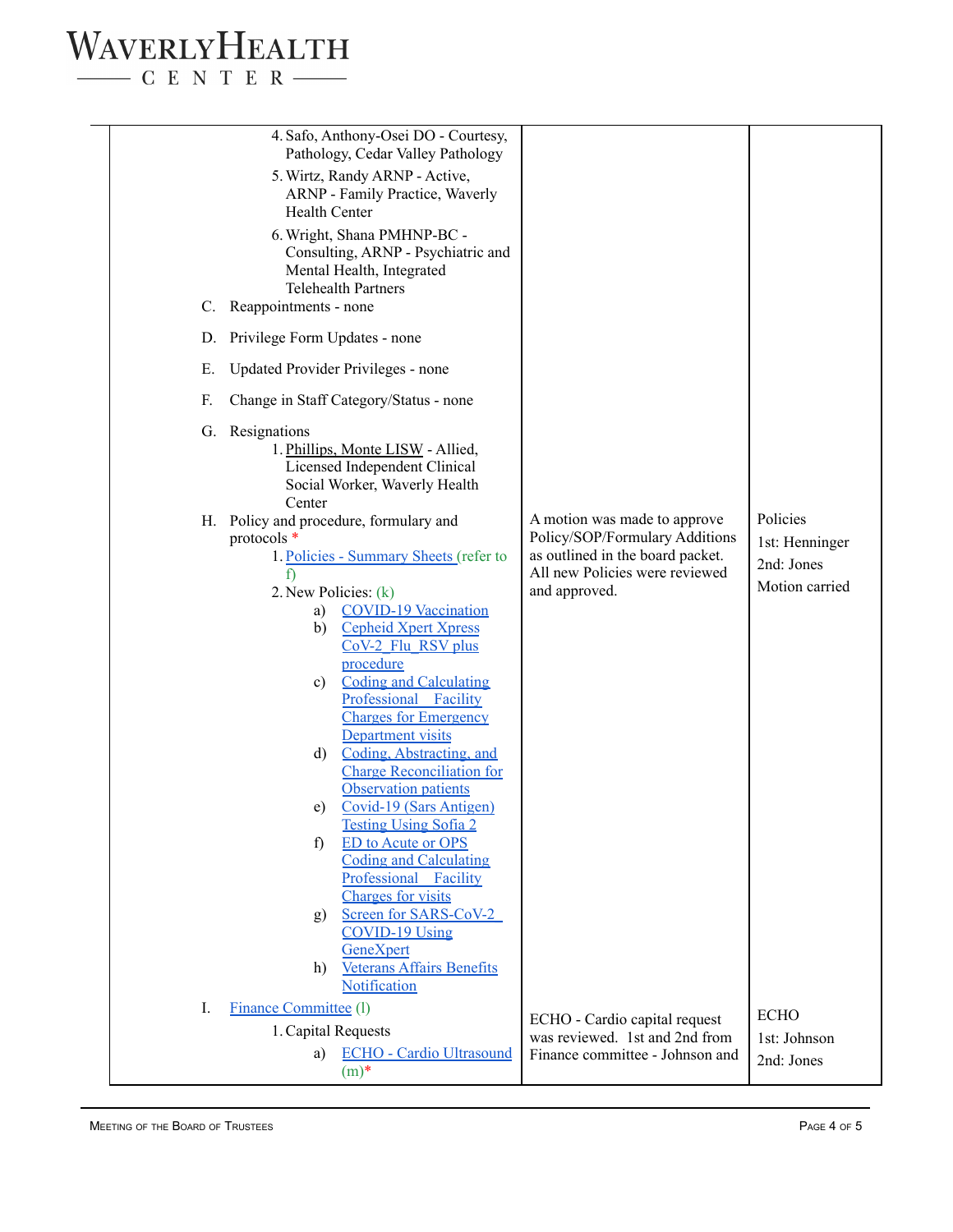| | | |
|---|---|---|
| 4. Safo, Anthony-Osei DO - Courtesy, Pathology, Cedar Valley Pathology<br>5. Wirtz, Randy ARNP - Active, ARNP - Family Practice, Waverly Health Center<br>6. Wright, Shana PMHNP-BC - Consulting, ARNP - Psychiatric and Mental Health, Integrated Telehealth Partners<br>C. Reappointments - none<br>D. Privilege Form Updates - none<br>E. Updated Provider Privileges - none<br>F. Change in Staff Category/Status - none<br>G. Resignations<br>1. Phillips, Monte LISW - Allied, Licensed Independent Clinical Social Worker, Waverly Health Center | | |
| H. Policy and procedure, formulary and protocols *<br>1. Policies - Summary Sheets (refer to f)<br>2. New Policies: (k)<br>a) COVID-19 Vaccination<br>b) Cepheid Xpert Xpress CoV-2_Flu_RSV plus procedure<br>c) Coding and Calculating Professional _ Facility Charges for Emergency Department visits<br>d) Coding, Abstracting, and Charge Reconciliation for Observation patients<br>e) Covid-19 (Sars Antigen) Testing Using Sofia 2<br>f) ED to Acute or OPS Coding and Calculating Professional _ Facility Charges for visits<br>g) Screen for SARS-CoV-2_ COVID-19 Using GeneXpert<br>h) Veterans Affairs Benefits Notification | A motion was made to approve Policy/SOP/Formulary Additions as outlined in the board packet. All new Policies were reviewed and approved. | Policies<br>1st: Henninger<br>2nd: Jones<br>Motion carried |
| I. Finance Committee (l)<br>1. Capital Requests<br>a) ECHO - Cardio Ultrasound (m)* | ECHO - Cardio capital request was reviewed. 1st and 2nd from Finance committee - Johnson and | ECHO<br>1st: Johnson<br>2nd: Jones |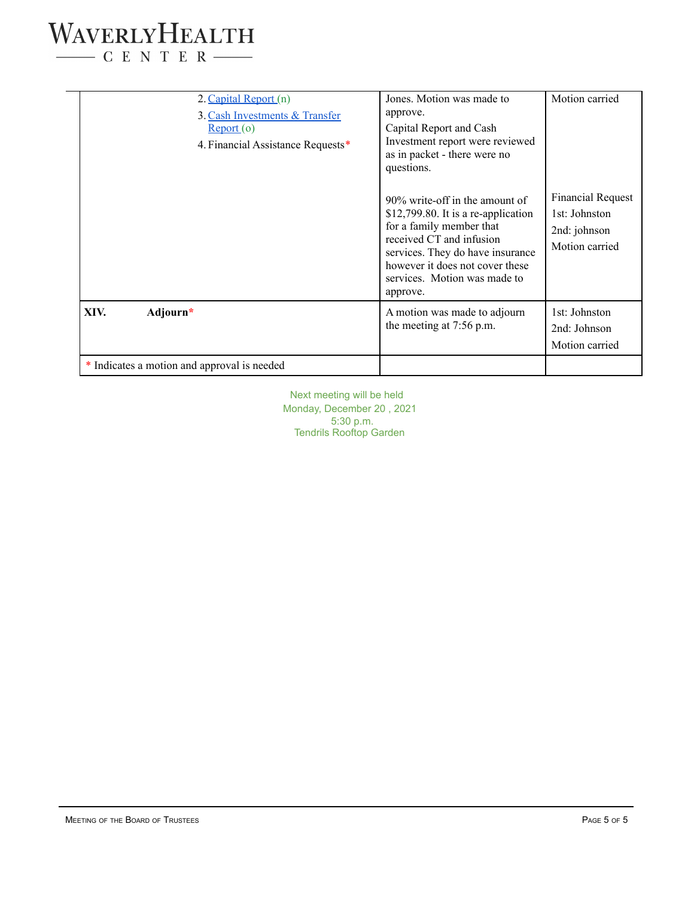| | | |
|---|---|---|
| 2. Capital Report (n)<br>3. Cash Investments & Transfer Report (o)<br>4. Financial Assistance Requests* | Jones. Motion was made to approve.<br>Capital Report and Cash Investment report were reviewed as in packet - there were no questions.<br><br>90% write-off in the amount of $12,799.80. It is a re-application for a family member that received CT and infusion services. They do have insurance however it does not cover these services. Motion was made to approve. | Motion carried<br><br>Financial Request<br>1st: Johnston<br>2nd: johnson<br>Motion carried |
| **XIV. Adjourn*** | A motion was made to adjourn the meeting at 7:56 p.m. | 1st: Johnston<br>2nd: Johnson<br>Motion carried |
| * Indicates a motion and approval is needed | | |

Next meeting will be held
Monday, December 20 , 2021
5:30 p.m.
Tendrils Rooftop Garden